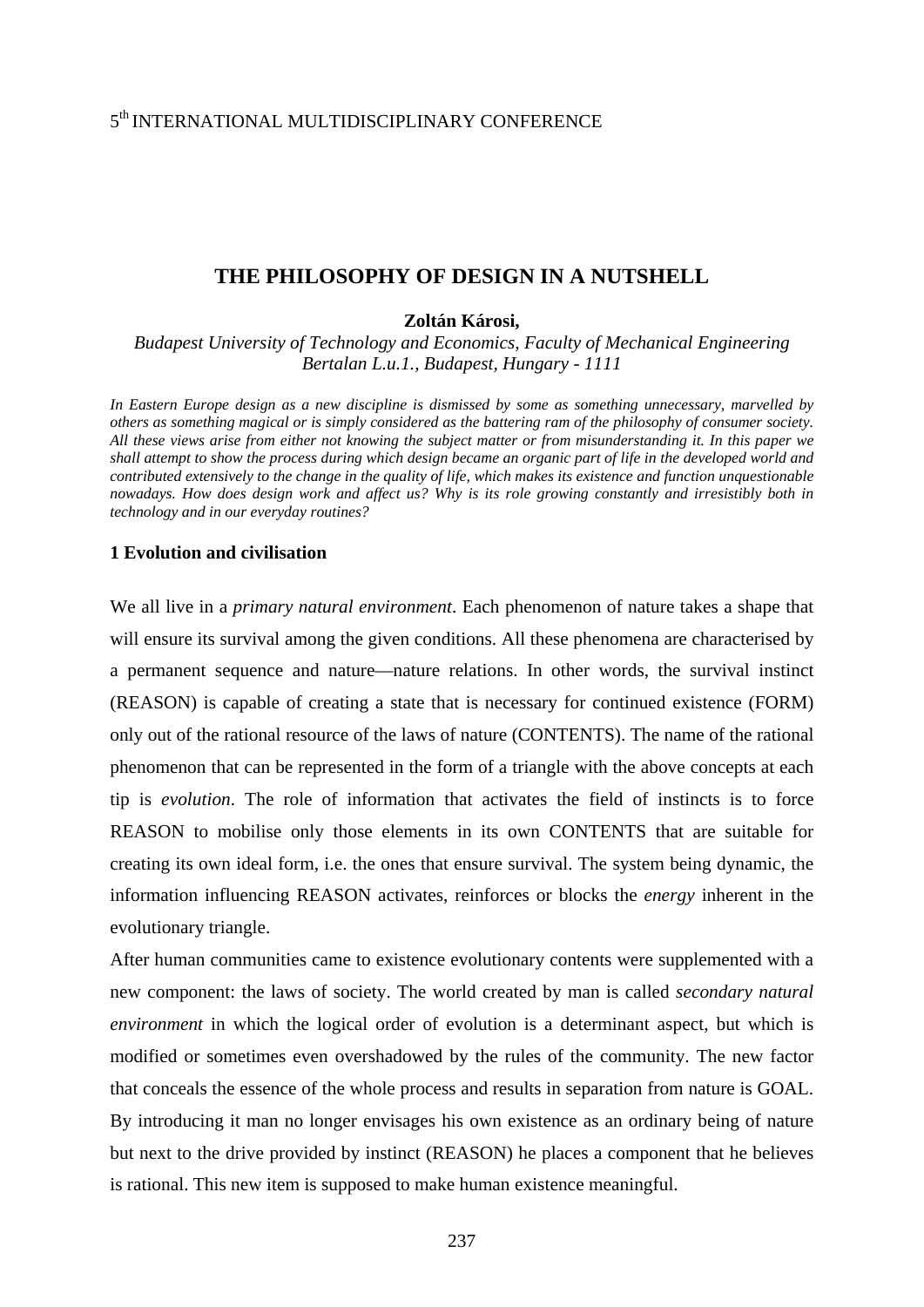5th INTERNATIONAL MULTIDISCIPLINARY CONFERENCE

# THE PHILOSOPHY OF DESIGN IN A NUTSHELL

**Zoltán Károsi,**

*Budapest University of Technology and Economics, Faculty of Mechanical Engineering*
*Bertalan L.u.1., Budapest, Hungary - 1111*

*In Eastern Europe design as a new discipline is dismissed by some as something unnecessary, marvelled by others as something magical or is simply considered as the battering ram of the philosophy of consumer society. All these views arise from either not knowing the subject matter or from misunderstanding it. In this paper we shall attempt to show the process during which design became an organic part of life in the developed world and contributed extensively to the change in the quality of life, which makes its existence and function unquestionable nowadays. How does design work and affect us? Why is its role growing constantly and irresistibly both in technology and in our everyday routines?*

## 1 Evolution and civilisation

We all live in a *primary natural environment*. Each phenomenon of nature takes a shape that will ensure its survival among the given conditions. All these phenomena are characterised by a permanent sequence and nature—nature relations. In other words, the survival instinct (REASON) is capable of creating a state that is necessary for continued existence (FORM) only out of the rational resource of the laws of nature (CONTENTS). The name of the rational phenomenon that can be represented in the form of a triangle with the above concepts at each tip is *evolution*. The role of information that activates the field of instincts is to force REASON to mobilise only those elements in its own CONTENTS that are suitable for creating its own ideal form, i.e. the ones that ensure survival. The system being dynamic, the information influencing REASON activates, reinforces or blocks the *energy* inherent in the evolutionary triangle.

After human communities came to existence evolutionary contents were supplemented with a new component: the laws of society. The world created by man is called *secondary natural environment* in which the logical order of evolution is a determinant aspect, but which is modified or sometimes even overshadowed by the rules of the community. The new factor that conceals the essence of the whole process and results in separation from nature is GOAL. By introducing it man no longer envisages his own existence as an ordinary being of nature but next to the drive provided by instinct (REASON) he places a component that he believes is rational. This new item is supposed to make human existence meaningful.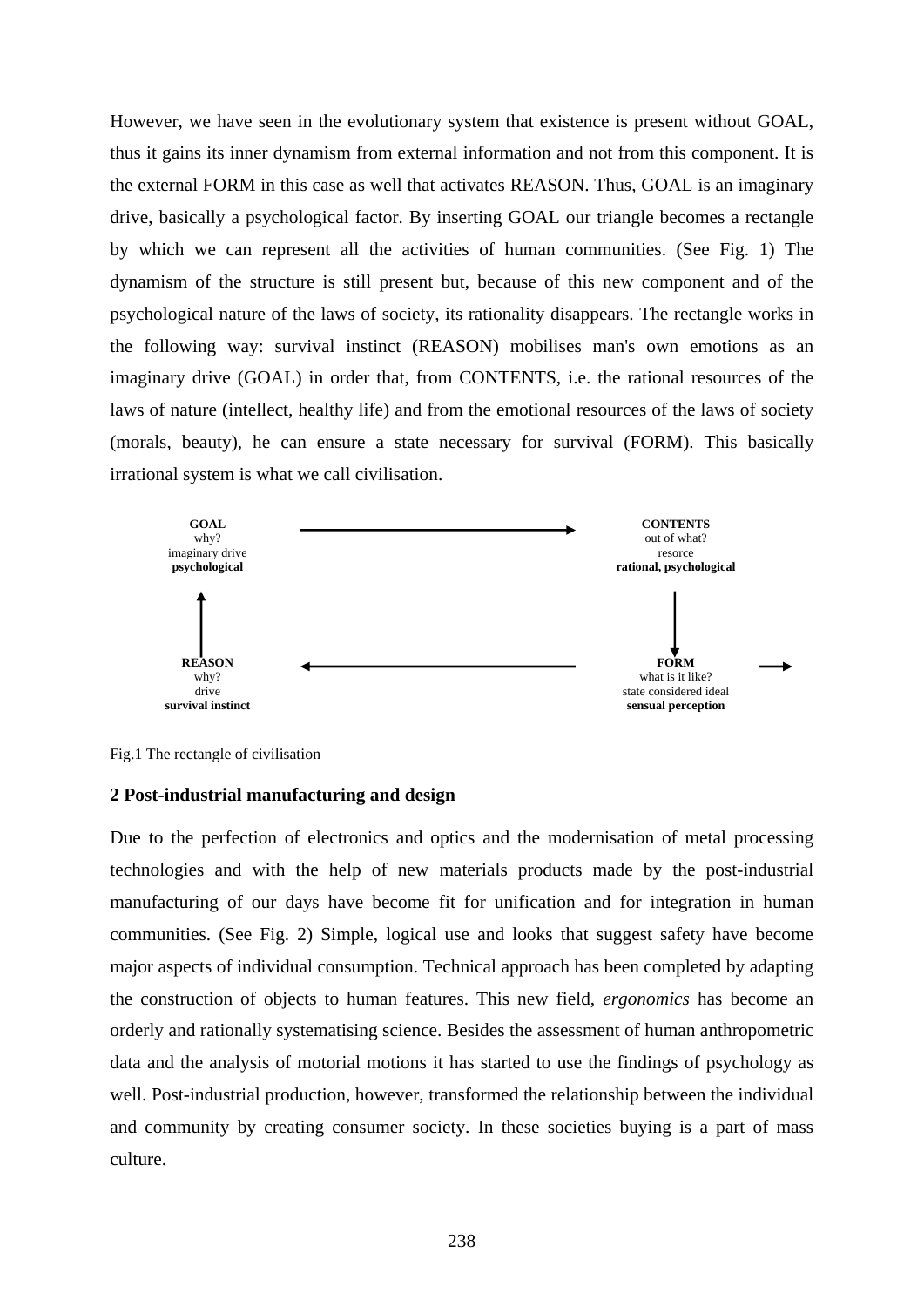However, we have seen in the evolutionary system that existence is present without GOAL, thus it gains its inner dynamism from external information and not from this component. It is the external FORM in this case as well that activates REASON. Thus, GOAL is an imaginary drive, basically a psychological factor. By inserting GOAL our triangle becomes a rectangle by which we can represent all the activities of human communities. (See Fig. 1) The dynamism of the structure is still present but, because of this new component and of the psychological nature of the laws of society, its rationality disappears. The rectangle works in the following way: survival instinct (REASON) mobilises man's own emotions as an imaginary drive (GOAL) in order that, from CONTENTS, i.e. the rational resources of the laws of nature (intellect, healthy life) and from the emotional resources of the laws of society (morals, beauty), he can ensure a state necessary for survival (FORM). This basically irrational system is what we call civilisation.

**GOAL**
why?
imaginary drive
**psychological**

**CONTENTS**
out of what?
resorce
**rational, psychological**

**REASON**
why?
drive
**survival instinct**

**FORM**
what is it like?
state considered ideal
**sensual perception**

Fig.1 The rectangle of civilisation

### 2 Post-industrial manufacturing and design

Due to the perfection of electronics and optics and the modernisation of metal processing technologies and with the help of new materials products made by the post-industrial manufacturing of our days have become fit for unification and for integration in human communities. (See Fig. 2) Simple, logical use and looks that suggest safety have become major aspects of individual consumption. Technical approach has been completed by adapting the construction of objects to human features. This new field, *ergonomics* has become an orderly and rationally systematising science. Besides the assessment of human anthropometric data and the analysis of motorial motions it has started to use the findings of psychology as well. Post-industrial production, however, transformed the relationship between the individual and community by creating consumer society. In these societies buying is a part of mass culture.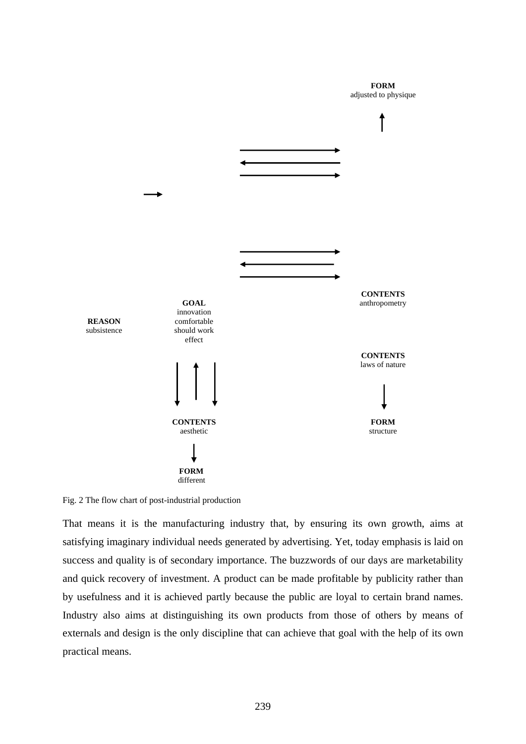**FORM**
adjusted to physique

**GOAL**
innovation
comfortable
should work
effect

**REASON**
subsistence

**CONTENTS**
anthropometry

**CONTENTS**
laws of nature

**CONTENTS**
aesthetic

**FORM**
structure

**FORM**
different

Fig. 2 The flow chart of post-industrial production

That means it is the manufacturing industry that, by ensuring its own growth, aims at satisfying imaginary individual needs generated by advertising. Yet, today emphasis is laid on success and quality is of secondary importance. The buzzwords of our days are marketability and quick recovery of investment. A product can be made profitable by publicity rather than by usefulness and it is achieved partly because the public are loyal to certain brand names. Industry also aims at distinguishing its own products from those of others by means of externals and design is the only discipline that can achieve that goal with the help of its own practical means.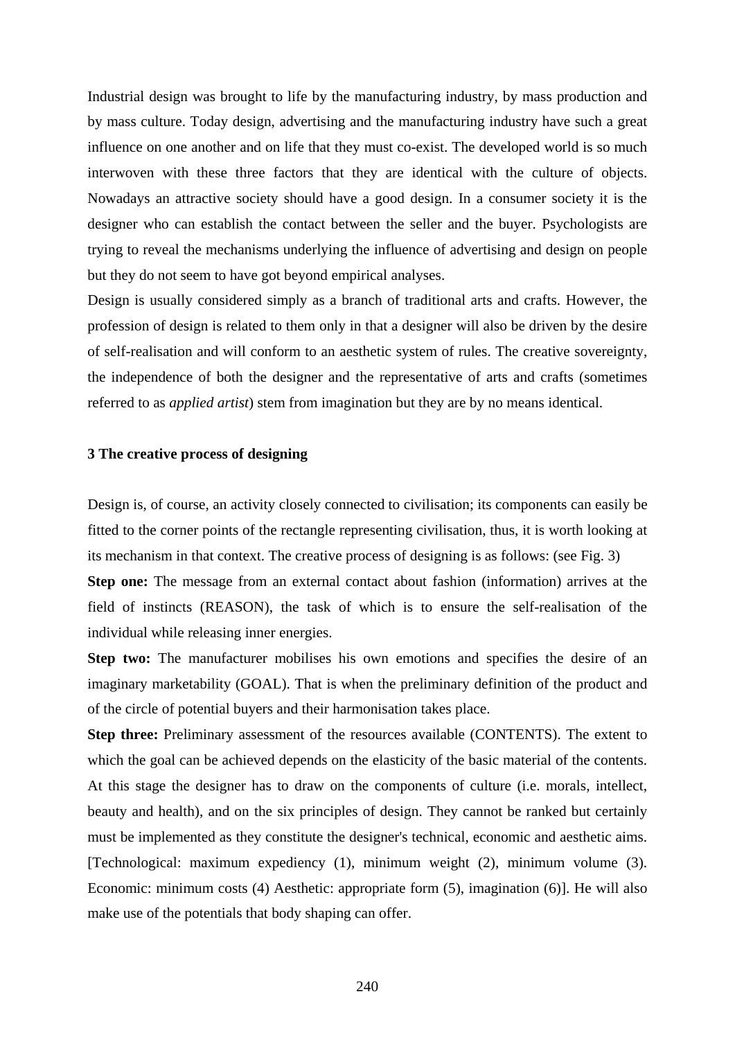Industrial design was brought to life by the manufacturing industry, by mass production and by mass culture. Today design, advertising and the manufacturing industry have such a great influence on one another and on life that they must co-exist. The developed world is so much interwoven with these three factors that they are identical with the culture of objects. Nowadays an attractive society should have a good design. In a consumer society it is the designer who can establish the contact between the seller and the buyer. Psychologists are trying to reveal the mechanisms underlying the influence of advertising and design on people but they do not seem to have got beyond empirical analyses.

Design is usually considered simply as a branch of traditional arts and crafts. However, the profession of design is related to them only in that a designer will also be driven by the desire of self-realisation and will conform to an aesthetic system of rules. The creative sovereignty, the independence of both the designer and the representative of arts and crafts (sometimes referred to as *applied artist*) stem from imagination but they are by no means identical.

### 3 The creative process of designing

Design is, of course, an activity closely connected to civilisation; its components can easily be fitted to the corner points of the rectangle representing civilisation, thus, it is worth looking at its mechanism in that context. The creative process of designing is as follows: (see Fig. 3)

**Step one:** The message from an external contact about fashion (information) arrives at the field of instincts (REASON), the task of which is to ensure the self-realisation of the individual while releasing inner energies.

**Step two:** The manufacturer mobilises his own emotions and specifies the desire of an imaginary marketability (GOAL). That is when the preliminary definition of the product and of the circle of potential buyers and their harmonisation takes place.

**Step three:** Preliminary assessment of the resources available (CONTENTS). The extent to which the goal can be achieved depends on the elasticity of the basic material of the contents. At this stage the designer has to draw on the components of culture (i.e. morals, intellect, beauty and health), and on the six principles of design. They cannot be ranked but certainly must be implemented as they constitute the designer's technical, economic and aesthetic aims. [Technological: maximum expediency (1), minimum weight (2), minimum volume (3). Economic: minimum costs (4) Aesthetic: appropriate form (5), imagination (6)]. He will also make use of the potentials that body shaping can offer.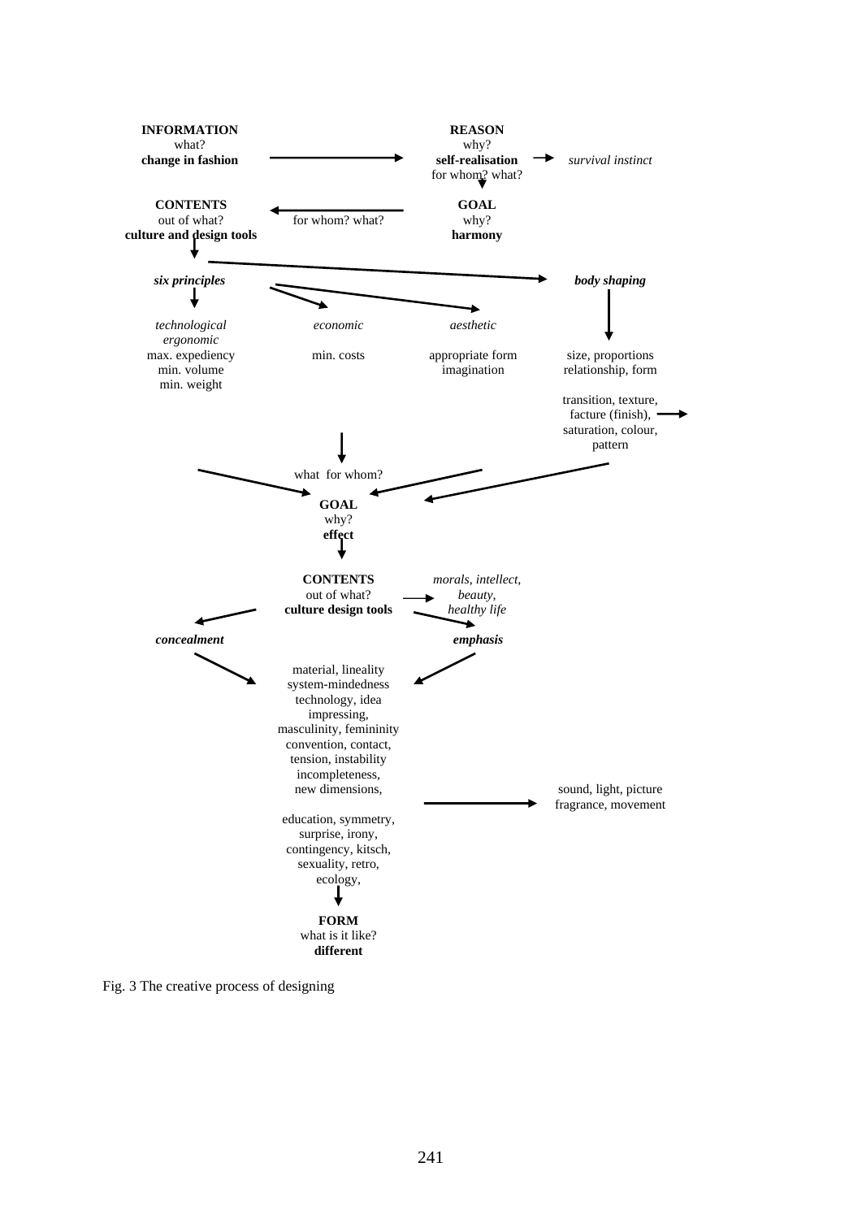**INFORMATION**
what?
**change in fashion**

**REASON**
why?
**self-realisation** → *survival instinct*
for whom? what?

**CONTENTS**
out of what?
**culture and design tools**

for whom? what?

**GOAL**
why?
**harmony**

*six principles* → *body shaping*

*technological*
*ergonomic*
max. expediency
min. volume
min. weight

*economic*
min. costs

*aesthetic*
appropriate form
imagination

size, proportions
relationship, form

transition, texture,
facture (finish),
saturation, colour,
pattern

what for whom?

**GOAL**
why?
**effect**

**CONTENTS**
out of what?
**culture design tools** → *morals, intellect, beauty, healthy life*

*concealment*

*emphasis*

material, lineality
system-mindedness
technology, idea
impressing,
masculinity, femininity
convention, contact,
tension, instability
incompleteness,
new dimensions,

education, symmetry,
surprise, irony,
contingency, kitsch,
sexuality, retro,
ecology,

→ sound, light, picture
fragrance, movement

**FORM**
what is it like?
**different**

Fig. 3 The creative process of designing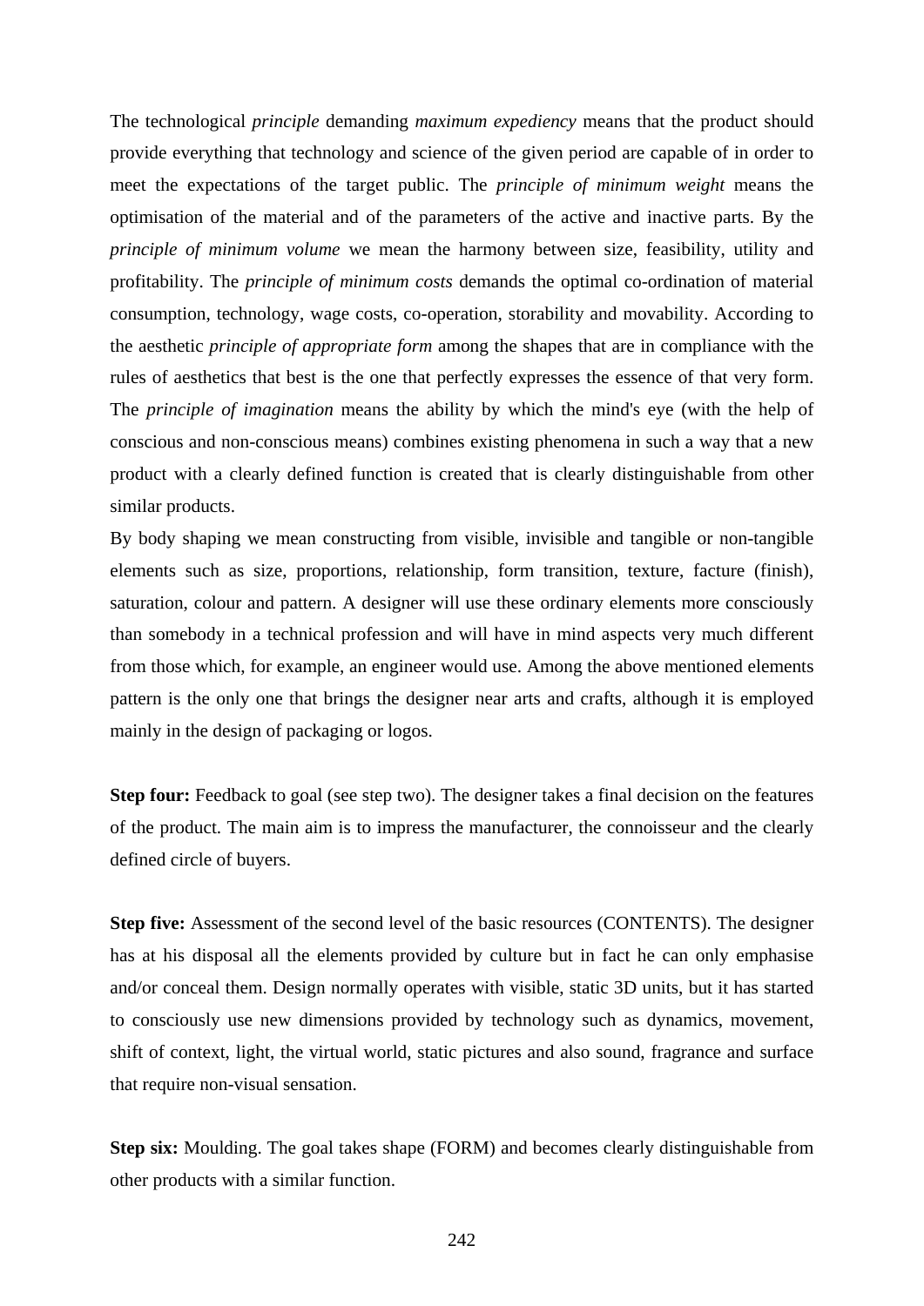The technological *principle* demanding *maximum expediency* means that the product should provide everything that technology and science of the given period are capable of in order to meet the expectations of the target public. The *principle of minimum weight* means the optimisation of the material and of the parameters of the active and inactive parts. By the *principle of minimum volume* we mean the harmony between size, feasibility, utility and profitability. The *principle of minimum costs* demands the optimal co-ordination of material consumption, technology, wage costs, co-operation, storability and movability. According to the aesthetic *principle of appropriate form* among the shapes that are in compliance with the rules of aesthetics that best is the one that perfectly expresses the essence of that very form. The *principle of imagination* means the ability by which the mind's eye (with the help of conscious and non-conscious means) combines existing phenomena in such a way that a new product with a clearly defined function is created that is clearly distinguishable from other similar products.
By body shaping we mean constructing from visible, invisible and tangible or non-tangible elements such as size, proportions, relationship, form transition, texture, facture (finish), saturation, colour and pattern. A designer will use these ordinary elements more consciously than somebody in a technical profession and will have in mind aspects very much different from those which, for example, an engineer would use. Among the above mentioned elements pattern is the only one that brings the designer near arts and crafts, although it is employed mainly in the design of packaging or logos.

**Step four:** Feedback to goal (see step two). The designer takes a final decision on the features of the product. The main aim is to impress the manufacturer, the connoisseur and the clearly defined circle of buyers.

**Step five:** Assessment of the second level of the basic resources (CONTENTS). The designer has at his disposal all the elements provided by culture but in fact he can only emphasise and/or conceal them. Design normally operates with visible, static 3D units, but it has started to consciously use new dimensions provided by technology such as dynamics, movement, shift of context, light, the virtual world, static pictures and also sound, fragrance and surface that require non-visual sensation.

**Step six:** Moulding. The goal takes shape (FORM) and becomes clearly distinguishable from other products with a similar function.